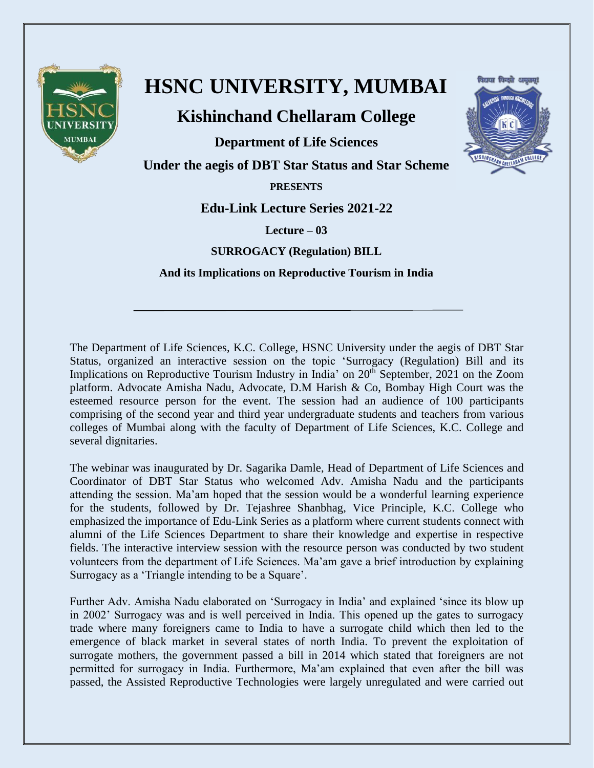# HSNC UNIVERSITY, MUMBAI

## Kishinchand Chellaram College

### Department of Life Sciences

### Under the aegis of DBT Star Status and Star Scheme

**PRESENTS**

### Edu-Link Lecture Series 2021-22

**Lecture – 03**

**SURROGACY (Regulation) BILL**

**And its Implications on Reproductive Tourism in India**

---

The Department of Life Sciences, K.C. College, HSNC University under the aegis of DBT Star Status, organized an interactive session on the topic 'Surrogacy (Regulation) Bill and its Implications on Reproductive Tourism Industry in India' on 20th September, 2021 on the Zoom platform. Advocate Amisha Nadu, Advocate, D.M Harish & Co, Bombay High Court was the esteemed resource person for the event. The session had an audience of 100 participants comprising of the second year and third year undergraduate students and teachers from various colleges of Mumbai along with the faculty of Department of Life Sciences, K.C. College and several dignitaries.

The webinar was inaugurated by Dr. Sagarika Damle, Head of Department of Life Sciences and Coordinator of DBT Star Status who welcomed Adv. Amisha Nadu and the participants attending the session. Ma'am hoped that the session would be a wonderful learning experience for the students, followed by Dr. Tejashree Shanbhag, Vice Principle, K.C. College who emphasized the importance of Edu-Link Series as a platform where current students connect with alumni of the Life Sciences Department to share their knowledge and expertise in respective fields. The interactive interview session with the resource person was conducted by two student volunteers from the department of Life Sciences. Ma'am gave a brief introduction by explaining Surrogacy as a 'Triangle intending to be a Square'.

Further Adv. Amisha Nadu elaborated on 'Surrogacy in India' and explained 'since its blow up in 2002' Surrogacy was and is well perceived in India. This opened up the gates to surrogacy trade where many foreigners came to India to have a surrogate child which then led to the emergence of black market in several states of north India. To prevent the exploitation of surrogate mothers, the government passed a bill in 2014 which stated that foreigners are not permitted for surrogacy in India. Furthermore, Ma'am explained that even after the bill was passed, the Assisted Reproductive Technologies were largely unregulated and were carried out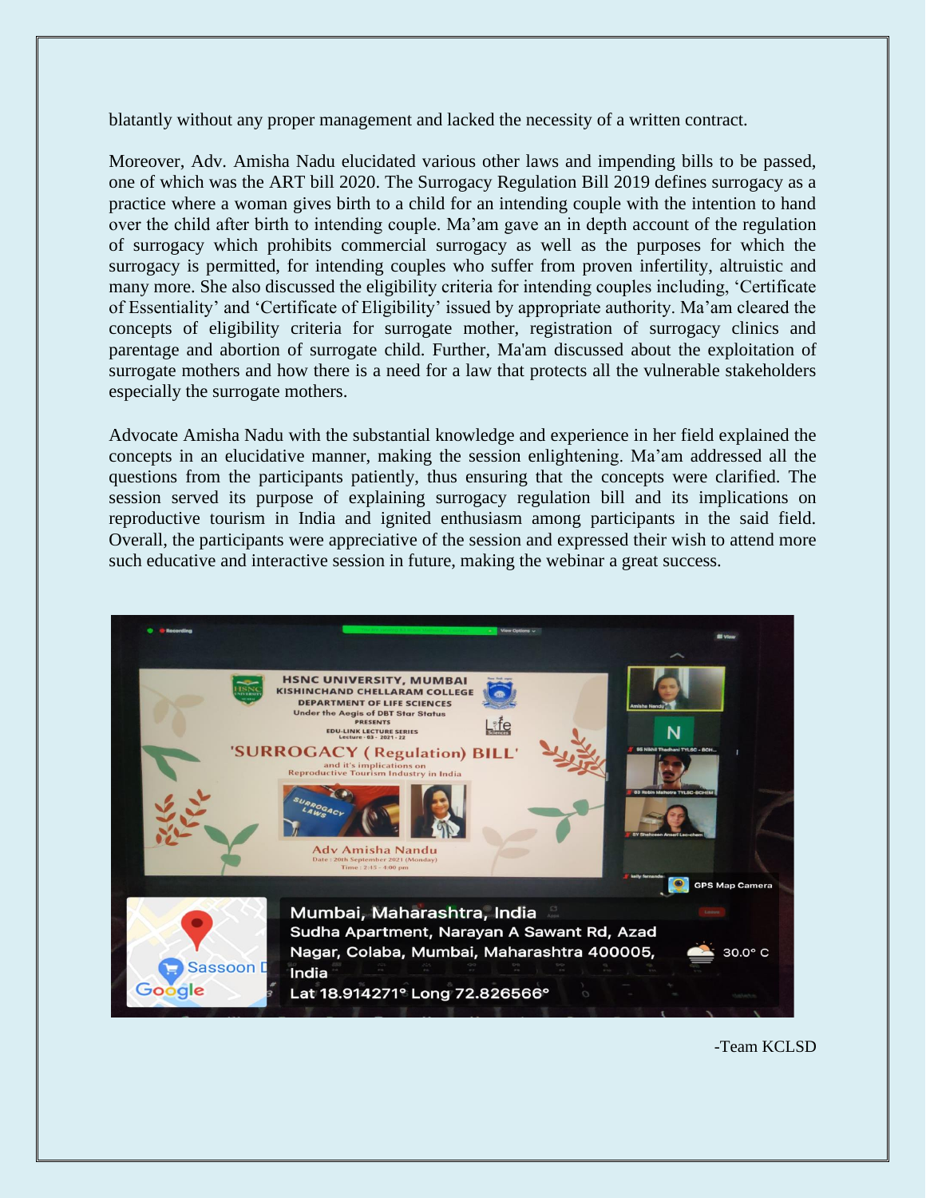blatantly without any proper management and lacked the necessity of a written contract.

Moreover, Adv. Amisha Nadu elucidated various other laws and impending bills to be passed, one of which was the ART bill 2020. The Surrogacy Regulation Bill 2019 defines surrogacy as a practice where a woman gives birth to a child for an intending couple with the intention to hand over the child after birth to intending couple. Ma'am gave an in depth account of the regulation of surrogacy which prohibits commercial surrogacy as well as the purposes for which the surrogacy is permitted, for intending couples who suffer from proven infertility, altruistic and many more. She also discussed the eligibility criteria for intending couples including, 'Certificate of Essentiality' and 'Certificate of Eligibility' issued by appropriate authority. Ma'am cleared the concepts of eligibility criteria for surrogate mother, registration of surrogacy clinics and parentage and abortion of surrogate child. Further, Ma'am discussed about the exploitation of surrogate mothers and how there is a need for a law that protects all the vulnerable stakeholders especially the surrogate mothers.

Advocate Amisha Nadu with the substantial knowledge and experience in her field explained the concepts in an elucidative manner, making the session enlightening. Ma'am addressed all the questions from the participants patiently, thus ensuring that the concepts were clarified. The session served its purpose of explaining surrogacy regulation bill and its implications on reproductive tourism in India and ignited enthusiasm among participants in the said field. Overall, the participants were appreciative of the session and expressed their wish to attend more such educative and interactive session in future, making the webinar a great success.

-Team KCLSD